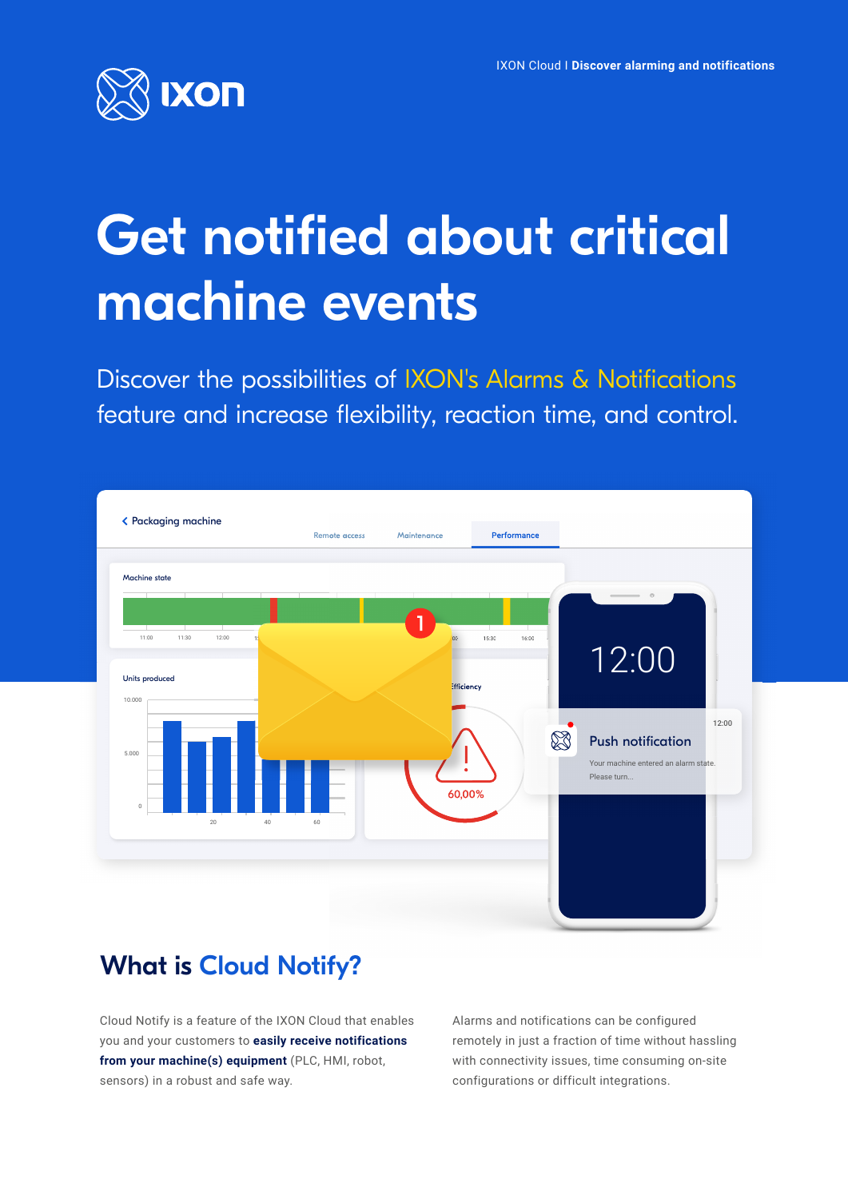# Get notified about critical machine events

Discover the possibilities of IXON's Alarms & Notifications feature and increase flexibility, reaction time, and control.

## What is Cloud Notify?

Cloud Notify is a feature of the IXON Cloud that enables you and your customers to **easily receive notifications from your machine(s) equipment** (PLC, HMI, robot, sensors) in a robust and safe way.

Alarms and notifications can be configured remotely in just a fraction of time without hassling with connectivity issues, time consuming on-site configurations or difficult integrations.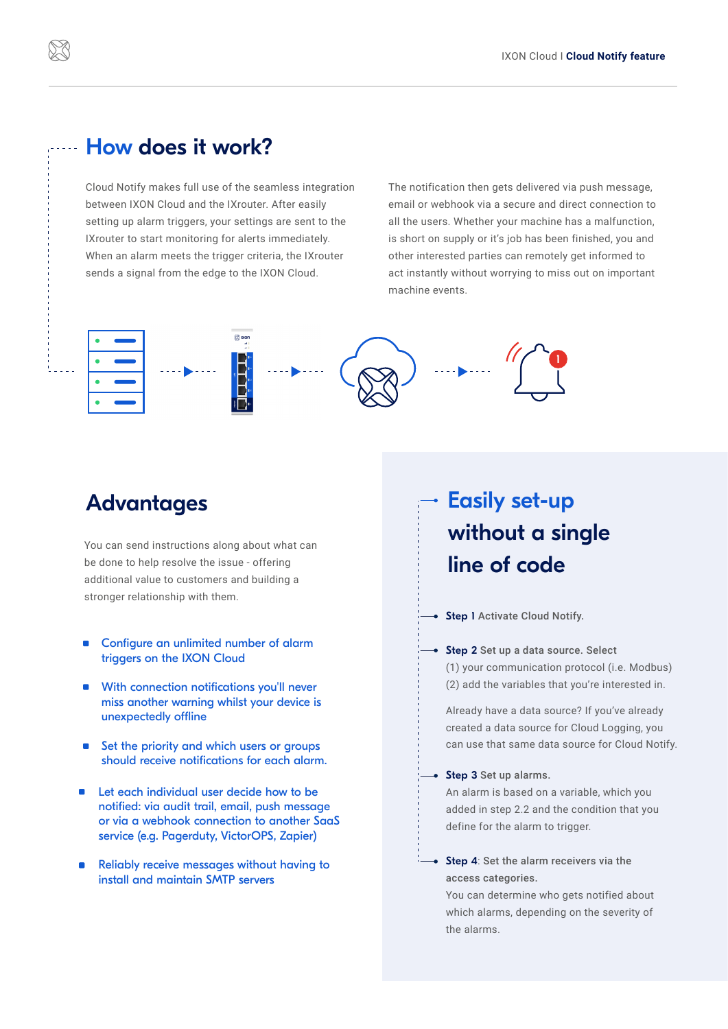## How does it work?

Cloud Notify makes full use of the seamless integration between IXON Cloud and the IXrouter. After easily setting up alarm triggers, your settings are sent to the IXrouter to start monitoring for alerts immediately. When an alarm meets the trigger criteria, the IXrouter sends a signal from the edge to the IXON Cloud.

The notification then gets delivered via push message, email or webhook via a secure and direct connection to all the users. Whether your machine has a malfunction, is short on supply or it's job has been finished, you and other interested parties can remotely get informed to act instantly without worrying to miss out on important machine events.

## Advantages

You can send instructions along about what can be done to help resolve the issue - offering additional value to customers and building a stronger relationship with them.

- Configure an unlimited number of alarm triggers on the IXON Cloud
- With connection notifications you'll never miss another warning whilst your device is unexpectedly offline
- Set the priority and which users or groups should receive notifications for each alarm.
- Let each individual user decide how to be notified: via audit trail, email, push message or via a webhook connection to another SaaS service (e.g. Pagerduty, VictorOPS, Zapier)
- Reliably receive messages without having to install and maintain SMTP servers

## Easily set-up without a single line of code

**Step 1** Activate Cloud Notify.

**Step 2** Set up a data source. Select
(1) your communication protocol (i.e. Modbus)
(2) add the variables that you're interested in.

Already have a data source? If you've already created a data source for Cloud Logging, you can use that same data source for Cloud Notify.

**Step 3** Set up alarms.
An alarm is based on a variable, which you added in step 2.2 and the condition that you define for the alarm to trigger.

**Step 4**: Set the alarm receivers via the access categories.
You can determine who gets notified about which alarms, depending on the severity of the alarms.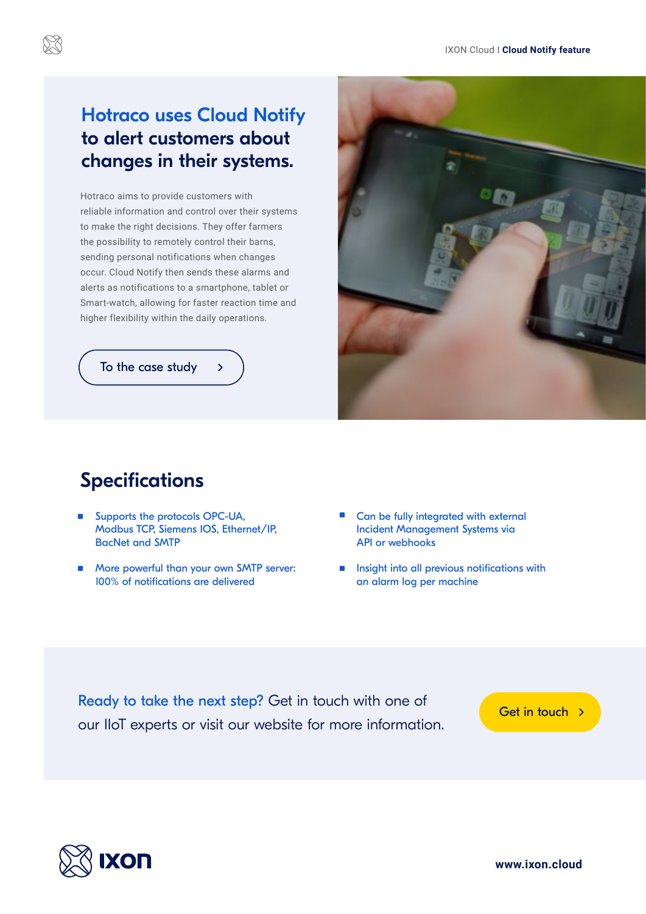# Hotraco uses Cloud Notify to alert customers about changes in their systems.

Hotraco aims to provide customers with reliable information and control over their systems to make the right decisions. They offer farmers the possibility to remotely control their barns, sending personal notifications when changes occur. Cloud Notify then sends these alarms and alerts as notifications to a smartphone, tablet or Smart-watch, allowing for faster reaction time and higher flexibility within the daily operations.

To the case study >

## Specifications

- Supports the protocols OPC-UA, Modbus TCP, Siemens IOS, Ethernet/IP, BacNet and SMTP
- More powerful than your own SMTP server: 100% of notifications are delivered
- Can be fully integrated with external Incident Management Systems via API or webhooks
- Insight into all previous notifications with an alarm log per machine

Ready to take the next step? Get in touch with one of our IIoT experts or visit our website for more information.

Get in touch >

ixon

www.ixon.cloud